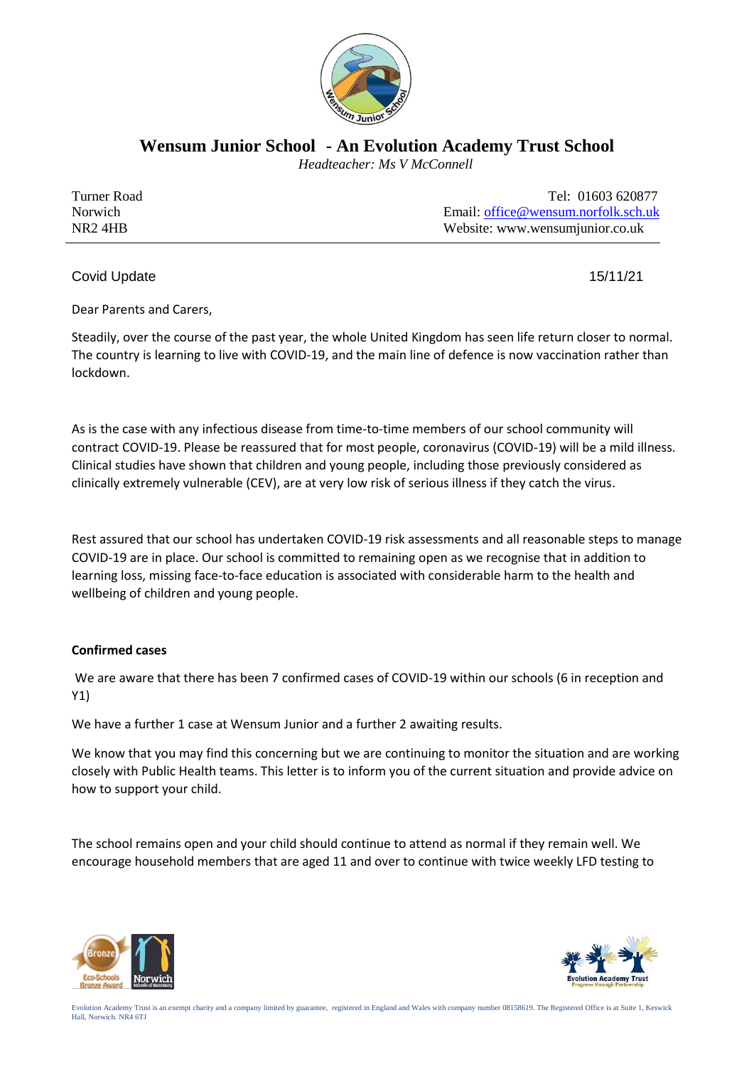# Wensum Junior School - An Evolution Academy Trust School

*Headteacher: Ms V McConnell*

Turner Road
Norwich
NR2 4HB

Tel: 01603 620877
Email: office@wensum.norfolk.sch.uk
Website: www.wensumjunior.co.uk

Covid Update

15/11/21

Dear Parents and Carers,

Steadily, over the course of the past year, the whole United Kingdom has seen life return closer to normal. The country is learning to live with COVID-19, and the main line of defence is now vaccination rather than lockdown.

As is the case with any infectious disease from time-to-time members of our school community will contract COVID-19. Please be reassured that for most people, coronavirus (COVID-19) will be a mild illness. Clinical studies have shown that children and young people, including those previously considered as clinically extremely vulnerable (CEV), are at very low risk of serious illness if they catch the virus.

Rest assured that our school has undertaken COVID-19 risk assessments and all reasonable steps to manage COVID-19 are in place. Our school is committed to remaining open as we recognise that in addition to learning loss, missing face-to-face education is associated with considerable harm to the health and wellbeing of children and young people.

**Confirmed cases**

We are aware that there has been 7 confirmed cases of COVID-19 within our schools (6 in reception and Y1)

We have a further 1 case at Wensum Junior and a further 2 awaiting results.

We know that you may find this concerning but we are continuing to monitor the situation and are working closely with Public Health teams. This letter is to inform you of the current situation and provide advice on how to support your child.

The school remains open and your child should continue to attend as normal if they remain well. We encourage household members that are aged 11 and over to continue with twice weekly LFD testing to

Evolution Academy Trust is an exempt charity and a company limited by guarantee, registered in England and Wales with company number 08158619. The Registered Office is at Suite 1, Keswick Hall, Norwich. NR4 6TJ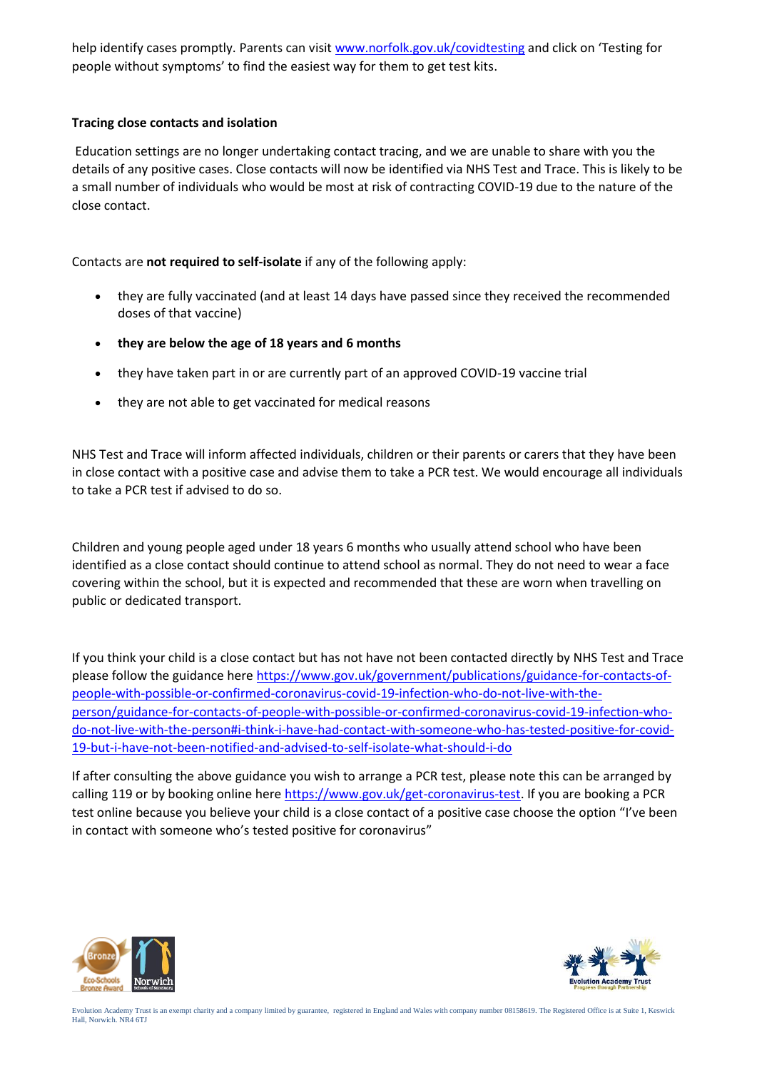help identify cases promptly. Parents can visit www.norfolk.gov.uk/covidtesting and click on 'Testing for people without symptoms' to find the easiest way for them to get test kits.

**Tracing close contacts and isolation**

Education settings are no longer undertaking contact tracing, and we are unable to share with you the details of any positive cases. Close contacts will now be identified via NHS Test and Trace. This is likely to be a small number of individuals who would be most at risk of contracting COVID-19 due to the nature of the close contact.

Contacts are **not required to self-isolate** if any of the following apply:

- they are fully vaccinated (and at least 14 days have passed since they received the recommended doses of that vaccine)
- **they are below the age of 18 years and 6 months**
- they have taken part in or are currently part of an approved COVID-19 vaccine trial
- they are not able to get vaccinated for medical reasons

NHS Test and Trace will inform affected individuals, children or their parents or carers that they have been in close contact with a positive case and advise them to take a PCR test. We would encourage all individuals to take a PCR test if advised to do so.

Children and young people aged under 18 years 6 months who usually attend school who have been identified as a close contact should continue to attend school as normal. They do not need to wear a face covering within the school, but it is expected and recommended that these are worn when travelling on public or dedicated transport.

If you think your child is a close contact but has not have not been contacted directly by NHS Test and Trace please follow the guidance here https://www.gov.uk/government/publications/guidance-for-contacts-of-people-with-possible-or-confirmed-coronavirus-covid-19-infection-who-do-not-live-with-the-person/guidance-for-contacts-of-people-with-possible-or-confirmed-coronavirus-covid-19-infection-who-do-not-live-with-the-person#i-think-i-have-had-contact-with-someone-who-has-tested-positive-for-covid-19-but-i-have-not-been-notified-and-advised-to-self-isolate-what-should-i-do

If after consulting the above guidance you wish to arrange a PCR test, please note this can be arranged by calling 119 or by booking online here https://www.gov.uk/get-coronavirus-test. If you are booking a PCR test online because you believe your child is a close contact of a positive case choose the option "I've been in contact with someone who's tested positive for coronavirus"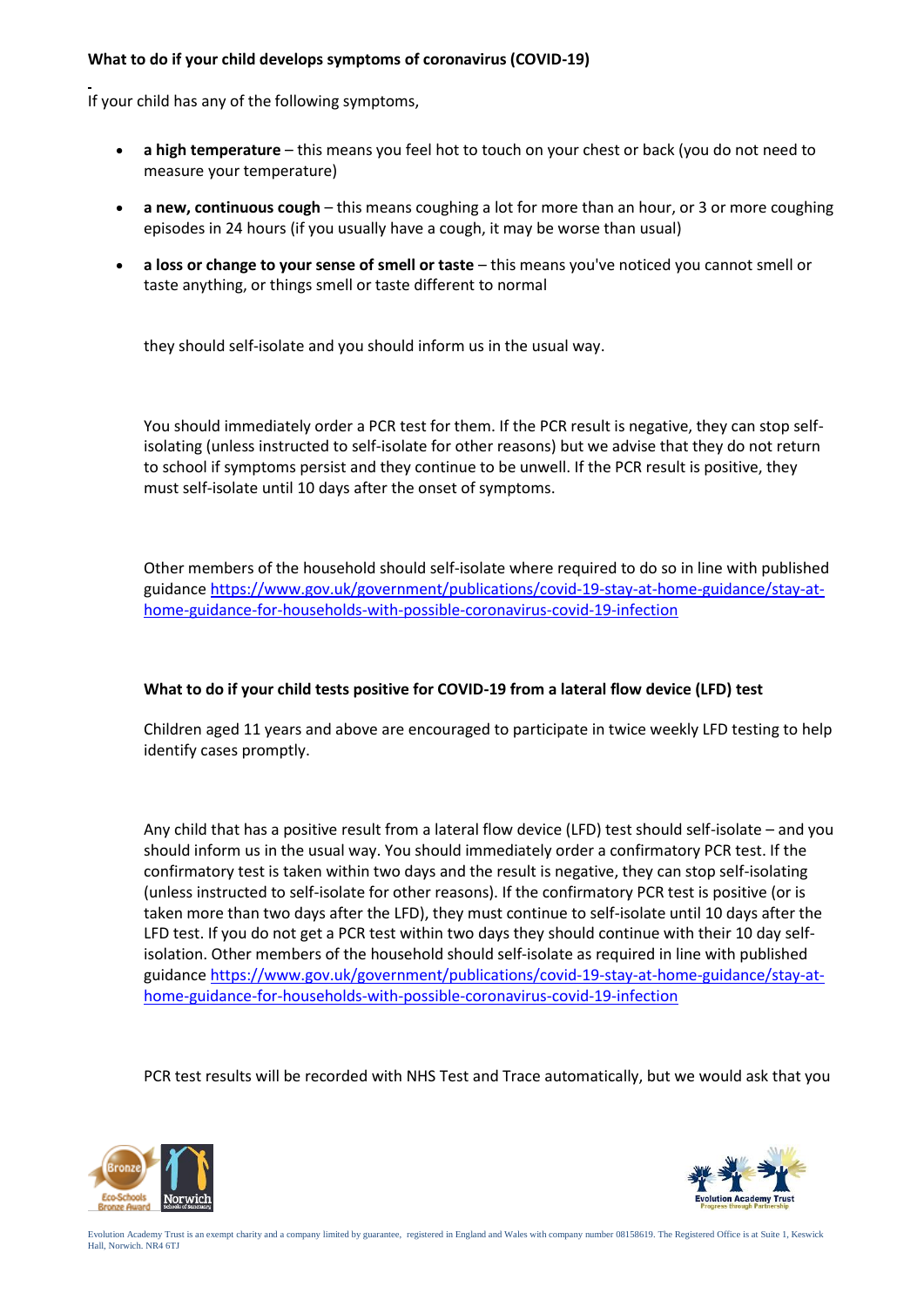**What to do if your child develops symptoms of coronavirus (COVID-19)**

If your child has any of the following symptoms,

- **a high temperature** – this means you feel hot to touch on your chest or back (you do not need to measure your temperature)
- **a new, continuous cough** – this means coughing a lot for more than an hour, or 3 or more coughing episodes in 24 hours (if you usually have a cough, it may be worse than usual)
- **a loss or change to your sense of smell or taste** – this means you've noticed you cannot smell or taste anything, or things smell or taste different to normal

they should self-isolate and you should inform us in the usual way.

You should immediately order a PCR test for them. If the PCR result is negative, they can stop self-isolating (unless instructed to self-isolate for other reasons) but we advise that they do not return to school if symptoms persist and they continue to be unwell. If the PCR result is positive, they must self-isolate until 10 days after the onset of symptoms.

Other members of the household should self-isolate where required to do so in line with published guidance https://www.gov.uk/government/publications/covid-19-stay-at-home-guidance/stay-at-home-guidance-for-households-with-possible-coronavirus-covid-19-infection

**What to do if your child tests positive for COVID-19 from a lateral flow device (LFD) test**

Children aged 11 years and above are encouraged to participate in twice weekly LFD testing to help identify cases promptly.

Any child that has a positive result from a lateral flow device (LFD) test should self-isolate – and you should inform us in the usual way. You should immediately order a confirmatory PCR test. If the confirmatory test is taken within two days and the result is negative, they can stop self-isolating (unless instructed to self-isolate for other reasons). If the confirmatory PCR test is positive (or is taken more than two days after the LFD), they must continue to self-isolate until 10 days after the LFD test. If you do not get a PCR test within two days they should continue with their 10 day self-isolation. Other members of the household should self-isolate as required in line with published guidance https://www.gov.uk/government/publications/covid-19-stay-at-home-guidance/stay-at-home-guidance-for-households-with-possible-coronavirus-covid-19-infection

PCR test results will be recorded with NHS Test and Trace automatically, but we would ask that you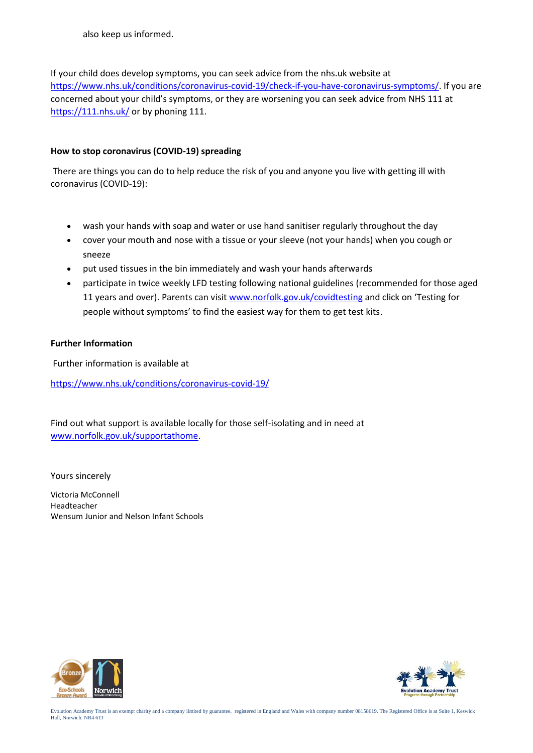also keep us informed.

If your child does develop symptoms, you can seek advice from the nhs.uk website at https://www.nhs.uk/conditions/coronavirus-covid-19/check-if-you-have-coronavirus-symptoms/. If you are concerned about your child's symptoms, or they are worsening you can seek advice from NHS 111 at https://111.nhs.uk/ or by phoning 111.

**How to stop coronavirus (COVID-19) spreading**

There are things you can do to help reduce the risk of you and anyone you live with getting ill with coronavirus (COVID-19):

- wash your hands with soap and water or use hand sanitiser regularly throughout the day
- cover your mouth and nose with a tissue or your sleeve (not your hands) when you cough or sneeze
- put used tissues in the bin immediately and wash your hands afterwards
- participate in twice weekly LFD testing following national guidelines (recommended for those aged 11 years and over). Parents can visit www.norfolk.gov.uk/covidtesting and click on 'Testing for people without symptoms' to find the easiest way for them to get test kits.

**Further Information**

Further information is available at

https://www.nhs.uk/conditions/coronavirus-covid-19/

Find out what support is available locally for those self-isolating and in need at www.norfolk.gov.uk/supportathome.

Yours sincerely

Victoria McConnell
Headteacher
Wensum Junior and Nelson Infant Schools

Evolution Academy Trust is an exempt charity and a company limited by guarantee, registered in England and Wales with company number 08158619. The Registered Office is at Suite 1, Keswick Hall, Norwich. NR4 6TJ